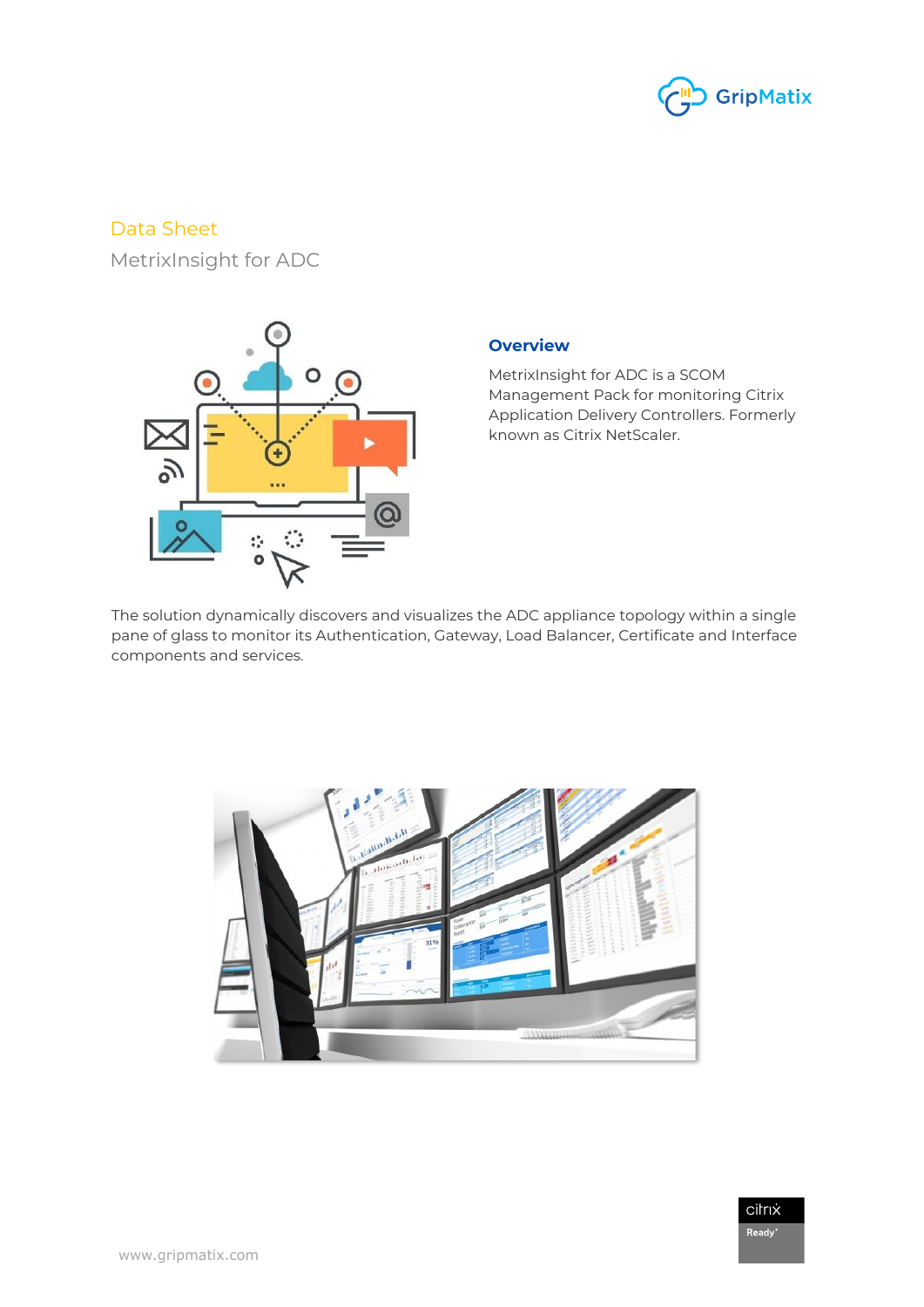Data Sheet

# MetrixInsight for ADC

## Overview

MetrixInsight for ADC is a SCOM Management Pack for monitoring Citrix Application Delivery Controllers. Formerly known as Citrix NetScaler.

The solution dynamically discovers and visualizes the ADC appliance topology within a single pane of glass to monitor its Authentication, Gateway, Load Balancer, Certificate and Interface components and services.

www.gripmatix.com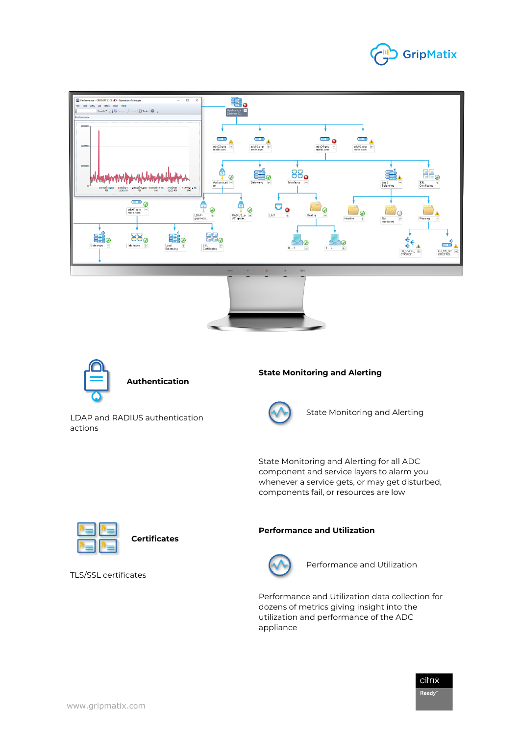## Authentication

LDAP and RADIUS authentication actions

## Certificates

TLS/SSL certificates

## State Monitoring and Alerting

State Monitoring and Alerting

State Monitoring and Alerting for all ADC component and service layers to alarm you whenever a service gets, or may get disturbed, components fail, or resources are low

## Performance and Utilization

Performance and Utilization

Performance and Utilization data collection for dozens of metrics giving insight into the utilization and performance of the ADC appliance

www.gripmatix.com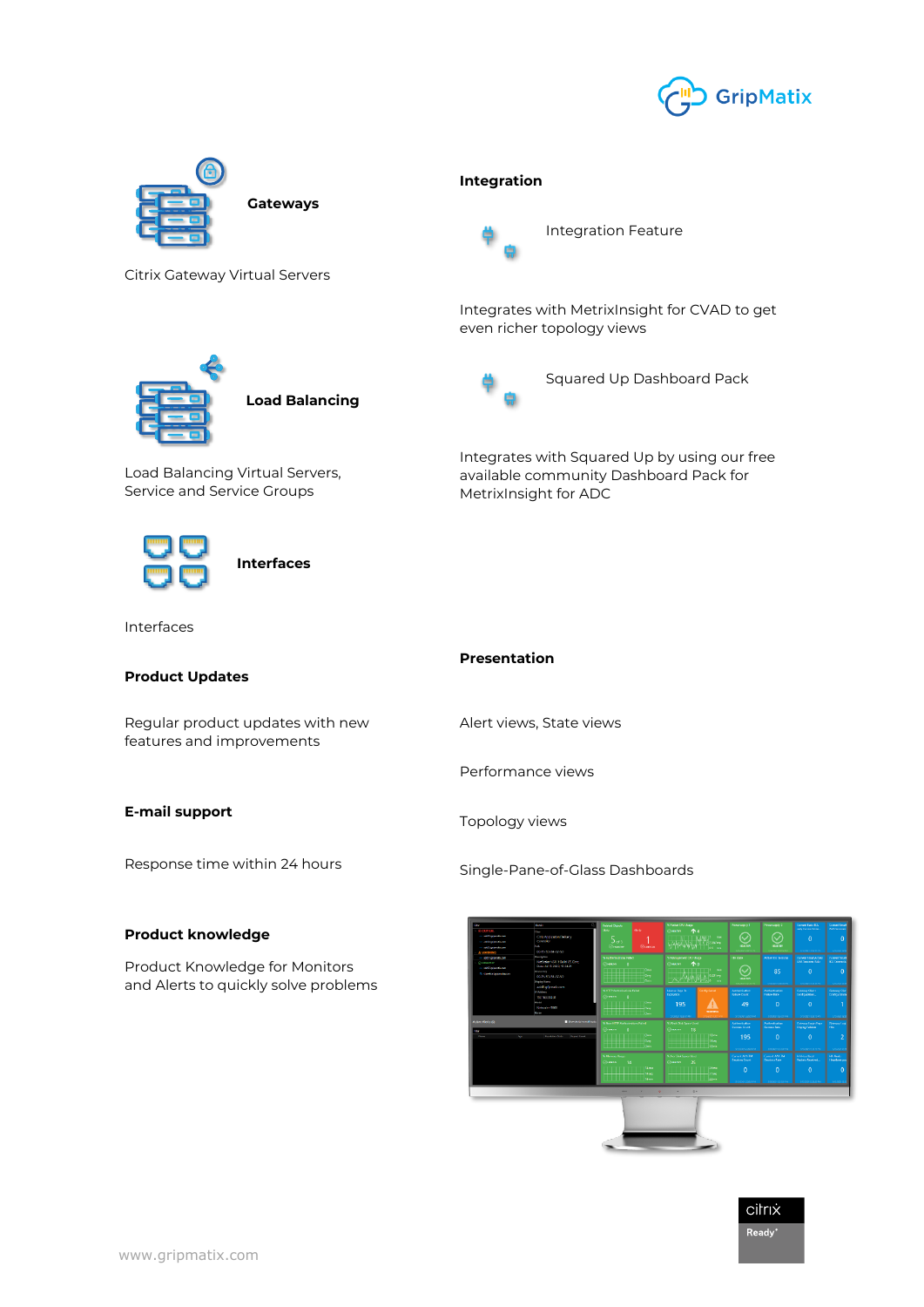### Gateways

Citrix Gateway Virtual Servers

### Load Balancing

Load Balancing Virtual Servers, Service and Service Groups

### Interfaces

Interfaces

### Product Updates

Regular product updates with new features and improvements

### E-mail support

Response time within 24 hours

### Product knowledge

Product Knowledge for Monitors and Alerts to quickly solve problems

### Integration

Integration Feature

Integrates with MetrixInsight for CVAD to get even richer topology views

Squared Up Dashboard Pack

Integrates with Squared Up by using our free available community Dashboard Pack for MetrixInsight for ADC

### Presentation

Alert views, State views

Performance views

Topology views

Single-Pane-of-Glass Dashboards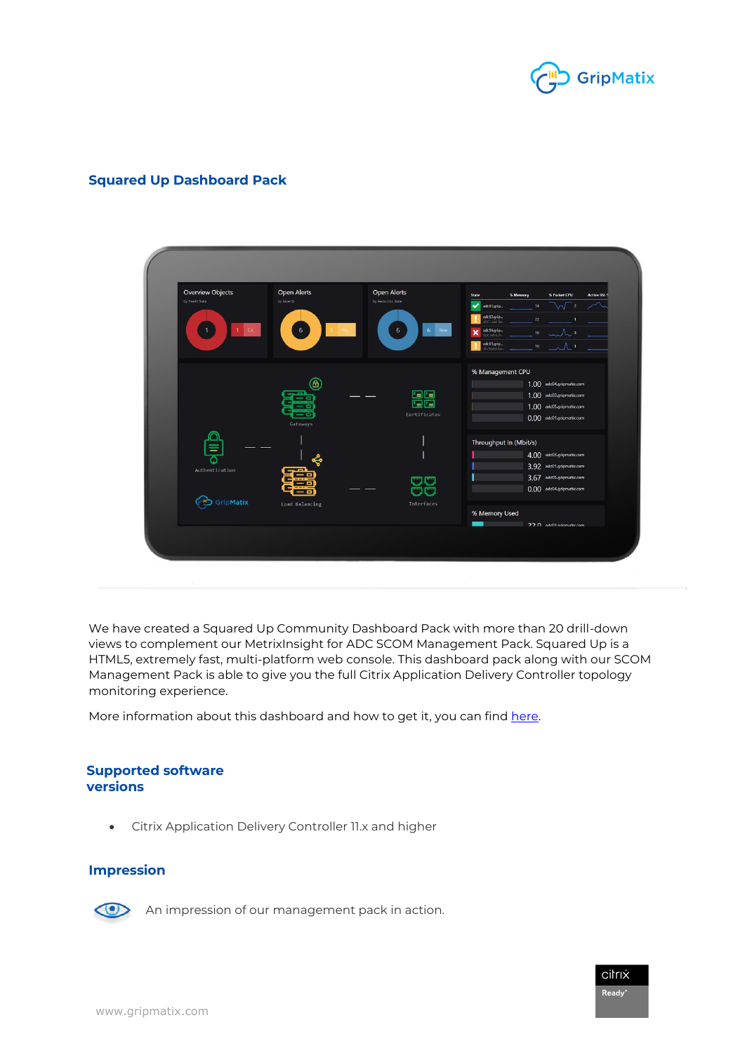## Squared Up Dashboard Pack

We have created a Squared Up Community Dashboard Pack with more than 20 drill-down views to complement our MetrixInsight for ADC SCOM Management Pack. Squared Up is a HTML5, extremely fast, multi-platform web console. This dashboard pack along with our SCOM Management Pack is able to give you the full Citrix Application Delivery Controller topology monitoring experience.

More information about this dashboard and how to get it, you can find here.

## Supported software versions

- Citrix Application Delivery Controller 11.x and higher

## Impression

An impression of our management pack in action.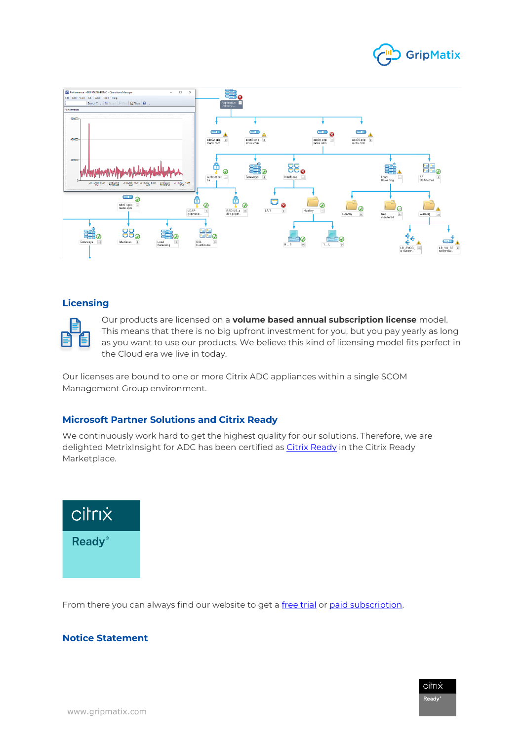## Licensing

Our products are licensed on a **volume based annual subscription license** model. This means that there is no big upfront investment for you, but you pay yearly as long as you want to use our products. We believe this kind of licensing model fits perfect in the Cloud era we live in today.

Our licenses are bound to one or more Citrix ADC appliances within a single SCOM Management Group environment.

## Microsoft Partner Solutions and Citrix Ready

We continuously work hard to get the highest quality for our solutions. Therefore, we are delighted MetrixInsight for ADC has been certified as [Citrix Ready] in the Citrix Ready Marketplace.

From there you can always find our website to get a [free trial] or [paid subscription].

## Notice Statement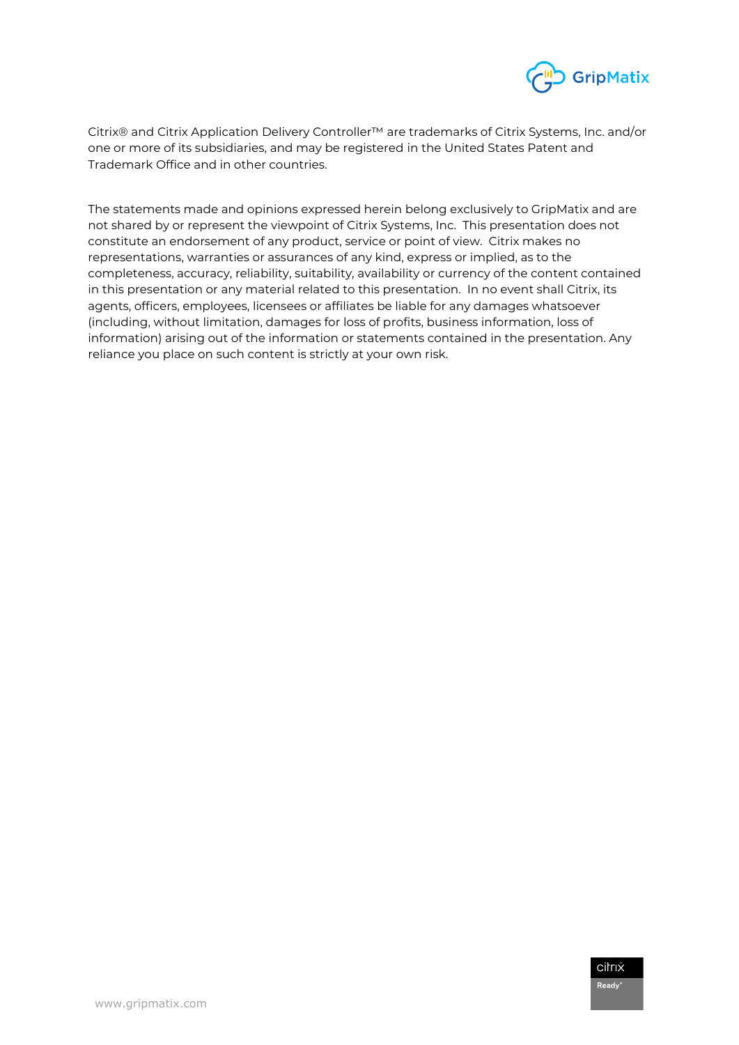Citrix® and Citrix Application Delivery Controller™ are trademarks of Citrix Systems, Inc. and/or one or more of its subsidiaries, and may be registered in the United States Patent and Trademark Office and in other countries.

The statements made and opinions expressed herein belong exclusively to GripMatix and are not shared by or represent the viewpoint of Citrix Systems, Inc. This presentation does not constitute an endorsement of any product, service or point of view. Citrix makes no representations, warranties or assurances of any kind, express or implied, as to the completeness, accuracy, reliability, suitability, availability or currency of the content contained in this presentation or any material related to this presentation. In no event shall Citrix, its agents, officers, employees, licensees or affiliates be liable for any damages whatsoever (including, without limitation, damages for loss of profits, business information, loss of information) arising out of the information or statements contained in the presentation. Any reliance you place on such content is strictly at your own risk.